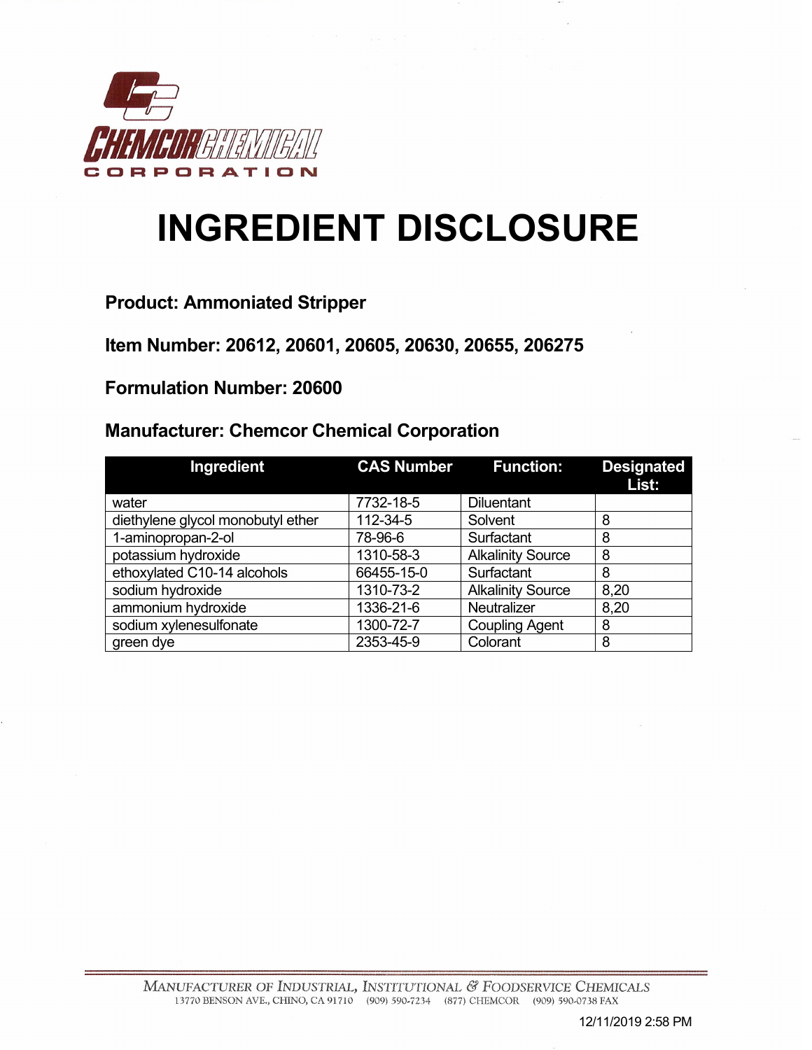CHEMCOR CHEMICAL CORPORATION

# INGREDIENT DISCLOSURE

**Product: Ammoniated Stripper**

**Item Number: 20612, 20601, 20605, 20630, 20655, 206275**

**Formulation Number: 20600**

**Manufacturer: Chemcor Chemical Corporation**

| Ingredient | CAS Number | Function: | Designated List: |
|---|---|---|---|
| water | 7732-18-5 | Diluentant | |
| diethylene glycol monobutyl ether | 112-34-5 | Solvent | 8 |
| 1-aminopropan-2-ol | 78-96-6 | Surfactant | 8 |
| potassium hydroxide | 1310-58-3 | Alkalinity Source | 8 |
| ethoxylated C10-14 alcohols | 66455-15-0 | Surfactant | 8 |
| sodium hydroxide | 1310-73-2 | Alkalinity Source | 8,20 |
| ammonium hydroxide | 1336-21-6 | Neutralizer | 8,20 |
| sodium xylenesulfonate | 1300-72-7 | Coupling Agent | 8 |
| green dye | 2353-45-9 | Colorant | 8 |

MANUFACTURER OF INDUSTRIAL, INSTITUTIONAL & FOODSERVICE CHEMICALS
13770 BENSON AVE., CHINO, CA 91710 (909) 590-7234 (877) CHEMCOR (909) 590-0738 FAX

12/11/2019 2:58 PM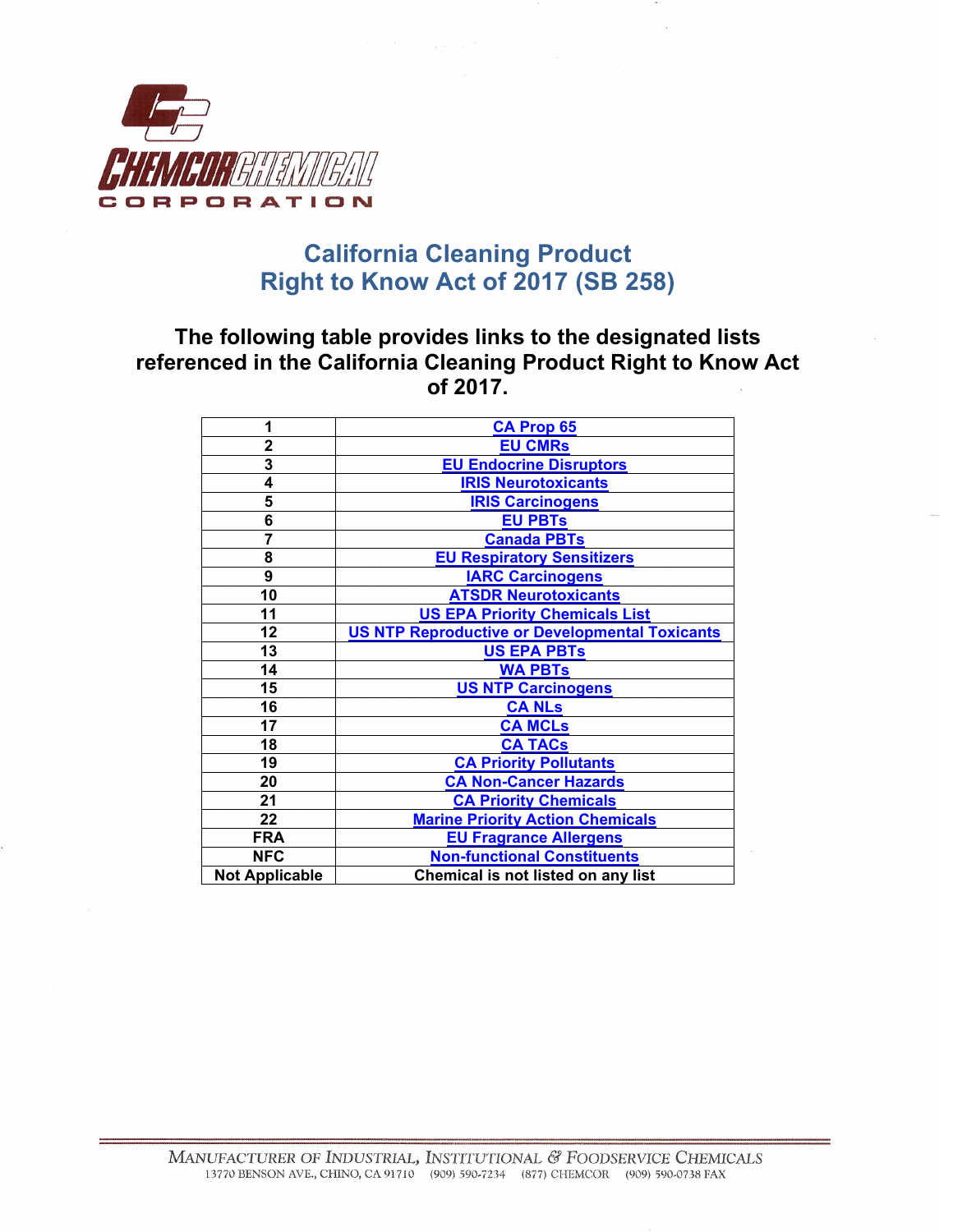CHEMCOR CHEMICAL CORPORATION

# California Cleaning Product Right to Know Act of 2017 (SB 258)

## The following table provides links to the designated lists referenced in the California Cleaning Product Right to Know Act of 2017.

| | |
|---|---|
| 1 | CA Prop 65 |
| 2 | EU CMRs |
| 3 | EU Endocrine Disruptors |
| 4 | IRIS Neurotoxicants |
| 5 | IRIS Carcinogens |
| 6 | EU PBTs |
| 7 | Canada PBTs |
| 8 | EU Respiratory Sensitizers |
| 9 | IARC Carcinogens |
| 10 | ATSDR Neurotoxicants |
| 11 | US EPA Priority Chemicals List |
| 12 | US NTP Reproductive or Developmental Toxicants |
| 13 | US EPA PBTs |
| 14 | WA PBTs |
| 15 | US NTP Carcinogens |
| 16 | CA NLs |
| 17 | CA MCLs |
| 18 | CA TACs |
| 19 | CA Priority Pollutants |
| 20 | CA Non-Cancer Hazards |
| 21 | CA Priority Chemicals |
| 22 | Marine Priority Action Chemicals |
| FRA | EU Fragrance Allergens |
| NFC | Non-functional Constituents |
| Not Applicable | Chemical is not listed on any list |

MANUFACTURER OF INDUSTRIAL, INSTITUTIONAL & FOODSERVICE CHEMICALS
13770 BENSON AVE., CHINO, CA 91710 (909) 590-7234 (877) CHEMCOR (909) 590-0738 FAX